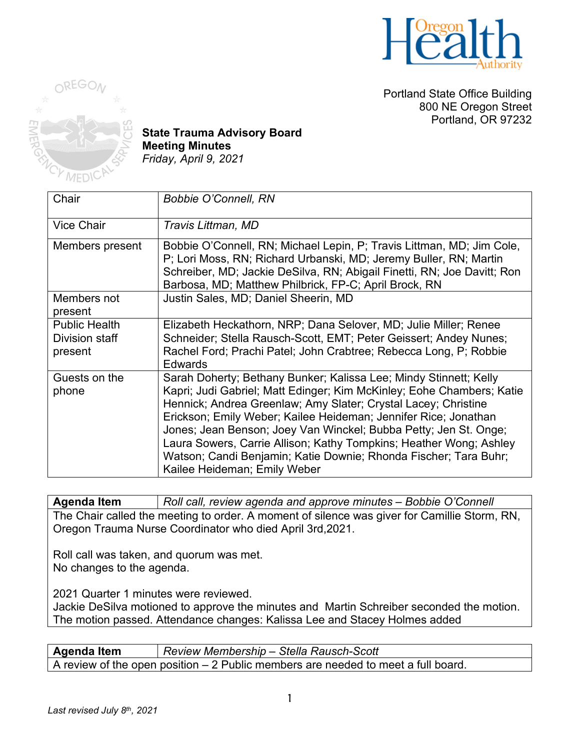Portland State Office Building
800 NE Oregon Street
Portland, OR 97232

**State Trauma Advisory Board**
**Meeting Minutes**
*Friday, April 9, 2021*

| | |
|---|---|
| Chair | *Bobbie O'Connell, RN* |
| Vice Chair | *Travis Littman, MD* |
| Members present | Bobbie O'Connell, RN; Michael Lepin, P; Travis Littman, MD; Jim Cole, P; Lori Moss, RN; Richard Urbanski, MD; Jeremy Buller, RN; Martin Schreiber, MD; Jackie DeSilva, RN; Abigail Finetti, RN; Joe Davitt; Ron Barbosa, MD; Matthew Philbrick, FP-C; April Brock, RN |
| Members not present | Justin Sales, MD; Daniel Sheerin, MD |
| Public Health Division staff present | Elizabeth Heckathorn, NRP; Dana Selover, MD; Julie Miller; Renee Schneider; Stella Rausch-Scott, EMT; Peter Geissert; Andey Nunes; Rachel Ford; Prachi Patel; John Crabtree; Rebecca Long, P; Robbie Edwards |
| Guests on the phone | Sarah Doherty; Bethany Bunker; Kalissa Lee; Mindy Stinnett; Kelly Kapri; Judi Gabriel; Matt Edinger; Kim McKinley; Eohe Chambers; Katie Hennick; Andrea Greenlaw; Amy Slater; Crystal Lacey; Christine Erickson; Emily Weber; Kailee Heideman; Jennifer Rice; Jonathan Jones; Jean Benson; Joey Van Winckel; Bubba Petty; Jen St. Onge; Laura Sowers, Carrie Allison; Kathy Tompkins; Heather Wong; Ashley Watson; Candi Benjamin; Katie Downie; Rhonda Fischer; Tara Buhr; Kailee Heideman; Emily Weber |

| **Agenda Item** | *Roll call, review agenda and approve minutes – Bobbie O'Connell* |
|---|---|

The Chair called the meeting to order. A moment of silence was giver for Camillie Storm, RN, Oregon Trauma Nurse Coordinator who died April 3rd,2021.

Roll call was taken, and quorum was met.
No changes to the agenda.

2021 Quarter 1 minutes were reviewed.
Jackie DeSilva motioned to approve the minutes and Martin Schreiber seconded the motion. The motion passed. Attendance changes: Kalissa Lee and Stacey Holmes added

| **Agenda Item** | *Review Membership – Stella Rausch-Scott* |
|---|---|

A review of the open position – 2 Public members are needed to meet a full board.

*Last revised July 8th, 2021*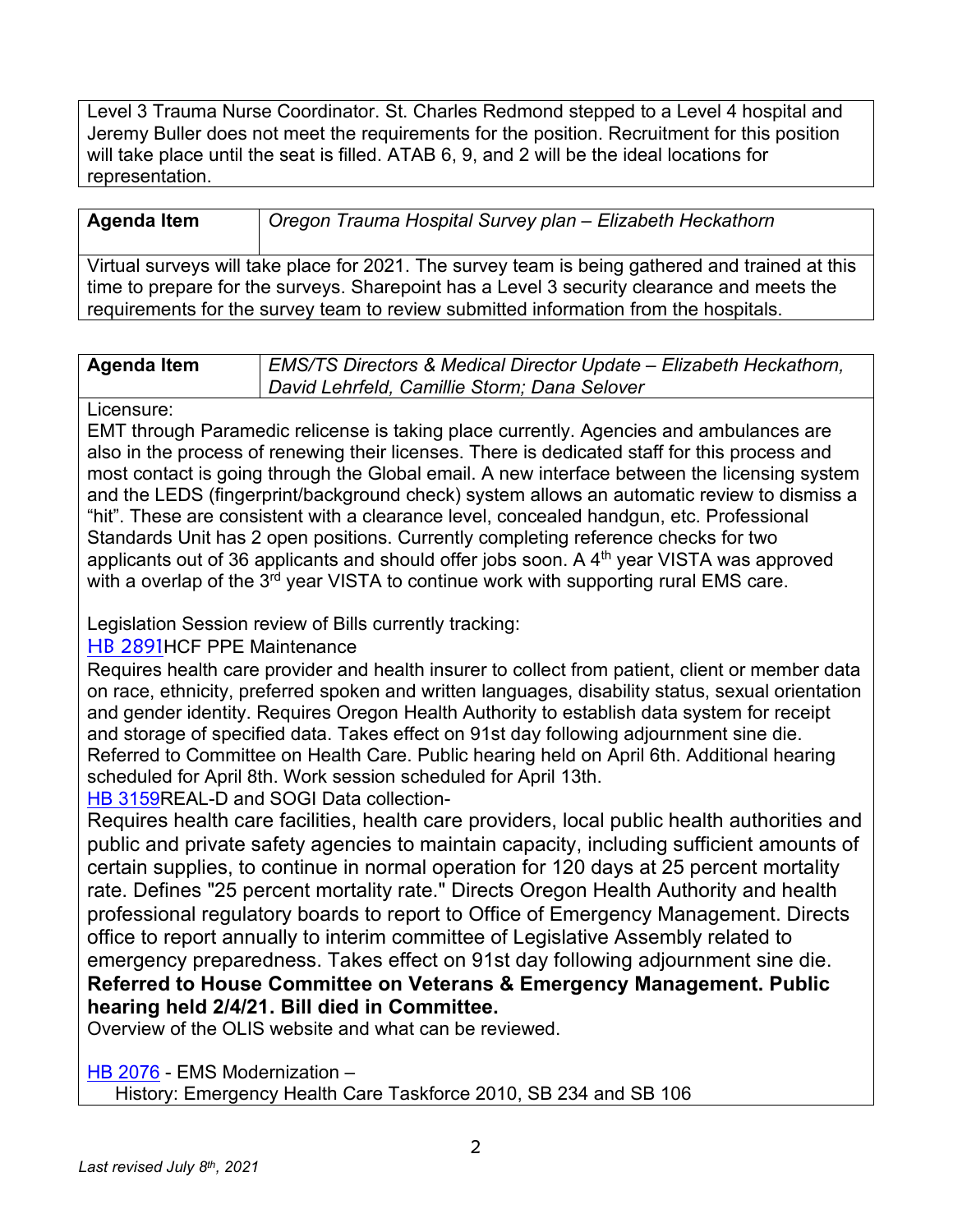Level 3 Trauma Nurse Coordinator. St. Charles Redmond stepped to a Level 4 hospital and Jeremy Buller does not meet the requirements for the position. Recruitment for this position will take place until the seat is filled. ATAB 6, 9, and 2 will be the ideal locations for representation.

| **Agenda Item** | *Oregon Trauma Hospital Survey plan – Elizabeth Heckathorn* |
|---|---|

Virtual surveys will take place for 2021. The survey team is being gathered and trained at this time to prepare for the surveys. Sharepoint has a Level 3 security clearance and meets the requirements for the survey team to review submitted information from the hospitals.

| **Agenda Item** | *EMS/TS Directors & Medical Director Update – Elizabeth Heckathorn, David Lehrfeld, Camillie Storm; Dana Selover* |
|---|---|

Licensure:
EMT through Paramedic relicense is taking place currently. Agencies and ambulances are also in the process of renewing their licenses. There is dedicated staff for this process and most contact is going through the Global email. A new interface between the licensing system and the LEDS (fingerprint/background check) system allows an automatic review to dismiss a "hit". These are consistent with a clearance level, concealed handgun, etc. Professional Standards Unit has 2 open positions. Currently completing reference checks for two applicants out of 36 applicants and should offer jobs soon. A 4th year VISTA was approved with a overlap of the 3rd year VISTA to continue work with supporting rural EMS care.

Legislation Session review of Bills currently tracking:
HB 2891HCF PPE Maintenance
Requires health care provider and health insurer to collect from patient, client or member data on race, ethnicity, preferred spoken and written languages, disability status, sexual orientation and gender identity. Requires Oregon Health Authority to establish data system for receipt and storage of specified data. Takes effect on 91st day following adjournment sine die. Referred to Committee on Health Care. Public hearing held on April 6th. Additional hearing scheduled for April 8th. Work session scheduled for April 13th.
HB 3159REAL-D and SOGI Data collection-
Requires health care facilities, health care providers, local public health authorities and public and private safety agencies to maintain capacity, including sufficient amounts of certain supplies, to continue in normal operation for 120 days at 25 percent mortality rate. Defines "25 percent mortality rate." Directs Oregon Health Authority and health professional regulatory boards to report to Office of Emergency Management. Directs office to report annually to interim committee of Legislative Assembly related to emergency preparedness. Takes effect on 91st day following adjournment sine die.
**Referred to House Committee on Veterans & Emergency Management. Public hearing held 2/4/21. Bill died in Committee.**
Overview of the OLIS website and what can be reviewed.

HB 2076 - EMS Modernization –
History: Emergency Health Care Taskforce 2010, SB 234 and SB 106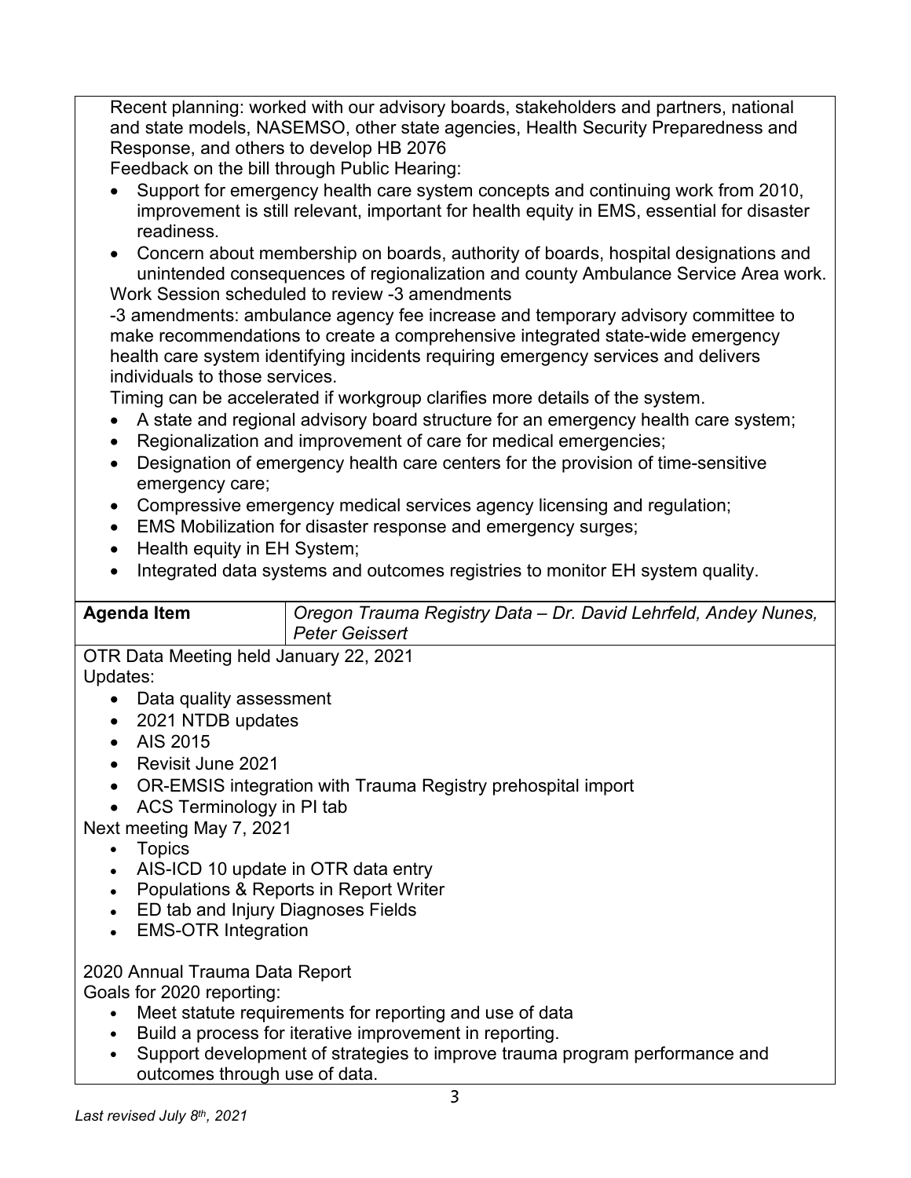Recent planning: worked with our advisory boards, stakeholders and partners, national and state models, NASEMSO, other state agencies, Health Security Preparedness and Response, and others to develop HB 2076

Feedback on the bill through Public Hearing:

- Support for emergency health care system concepts and continuing work from 2010, improvement is still relevant, important for health equity in EMS, essential for disaster readiness.
- Concern about membership on boards, authority of boards, hospital designations and unintended consequences of regionalization and county Ambulance Service Area work.

Work Session scheduled to review -3 amendments

-3 amendments: ambulance agency fee increase and temporary advisory committee to make recommendations to create a comprehensive integrated state-wide emergency health care system identifying incidents requiring emergency services and delivers individuals to those services.

Timing can be accelerated if workgroup clarifies more details of the system.

- A state and regional advisory board structure for an emergency health care system;
- Regionalization and improvement of care for medical emergencies;
- Designation of emergency health care centers for the provision of time-sensitive emergency care;
- Compressive emergency medical services agency licensing and regulation;
- EMS Mobilization for disaster response and emergency surges;
- Health equity in EH System;
- Integrated data systems and outcomes registries to monitor EH system quality.

| **Agenda Item** | *Oregon Trauma Registry Data – Dr. David Lehrfeld, Andey Nunes, Peter Geissert* |
|---|---|

OTR Data Meeting held January 22, 2021

Updates:

- Data quality assessment
- 2021 NTDB updates
- AIS 2015
- Revisit June 2021
- OR-EMSIS integration with Trauma Registry prehospital import
- ACS Terminology in PI tab

Next meeting May 7, 2021

- Topics
- AIS-ICD 10 update in OTR data entry
- Populations & Reports in Report Writer
- ED tab and Injury Diagnoses Fields
- EMS-OTR Integration

2020 Annual Trauma Data Report

Goals for 2020 reporting:

- Meet statute requirements for reporting and use of data
- Build a process for iterative improvement in reporting.
- Support development of strategies to improve trauma program performance and outcomes through use of data.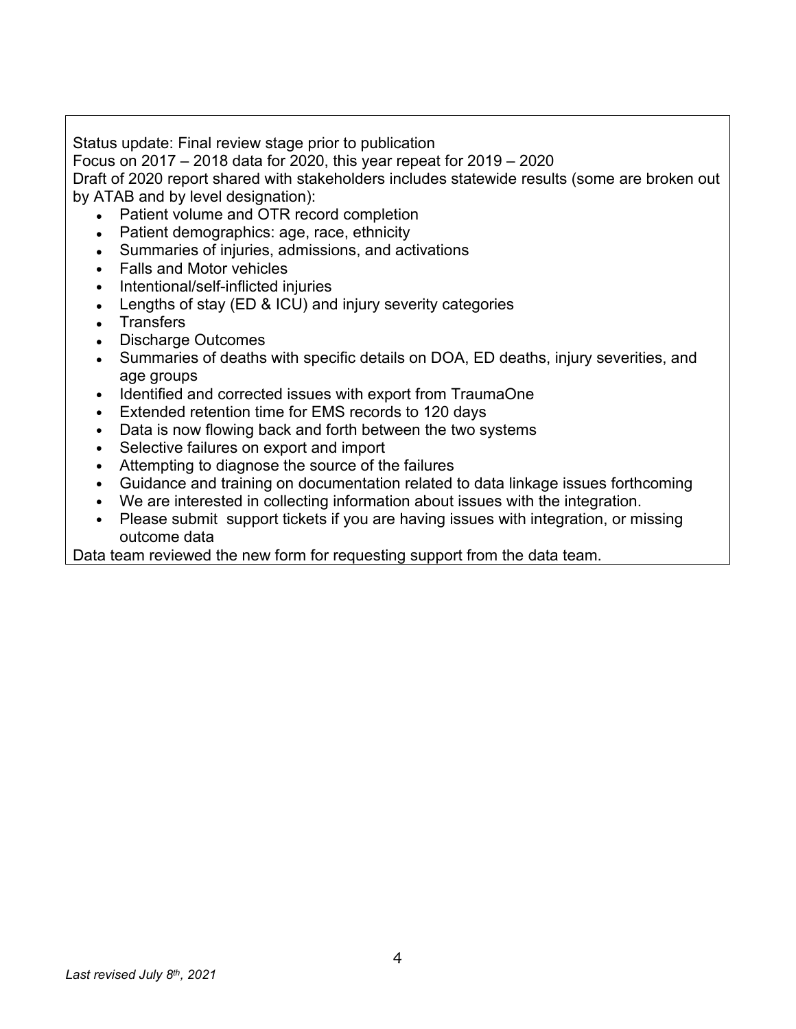Status update: Final review stage prior to publication
Focus on 2017 – 2018 data for 2020, this year repeat for 2019 – 2020
Draft of 2020 report shared with stakeholders includes statewide results (some are broken out by ATAB and by level designation):

- Patient volume and OTR record completion
- Patient demographics: age, race, ethnicity
- Summaries of injuries, admissions, and activations
- Falls and Motor vehicles
- Intentional/self-inflicted injuries
- Lengths of stay (ED & ICU) and injury severity categories
- Transfers
- Discharge Outcomes
- Summaries of deaths with specific details on DOA, ED deaths, injury severities, and age groups
- Identified and corrected issues with export from TraumaOne
- Extended retention time for EMS records to 120 days
- Data is now flowing back and forth between the two systems
- Selective failures on export and import
- Attempting to diagnose the source of the failures
- Guidance and training on documentation related to data linkage issues forthcoming
- We are interested in collecting information about issues with the integration.
- Please submit support tickets if you are having issues with integration, or missing outcome data

Data team reviewed the new form for requesting support from the data team.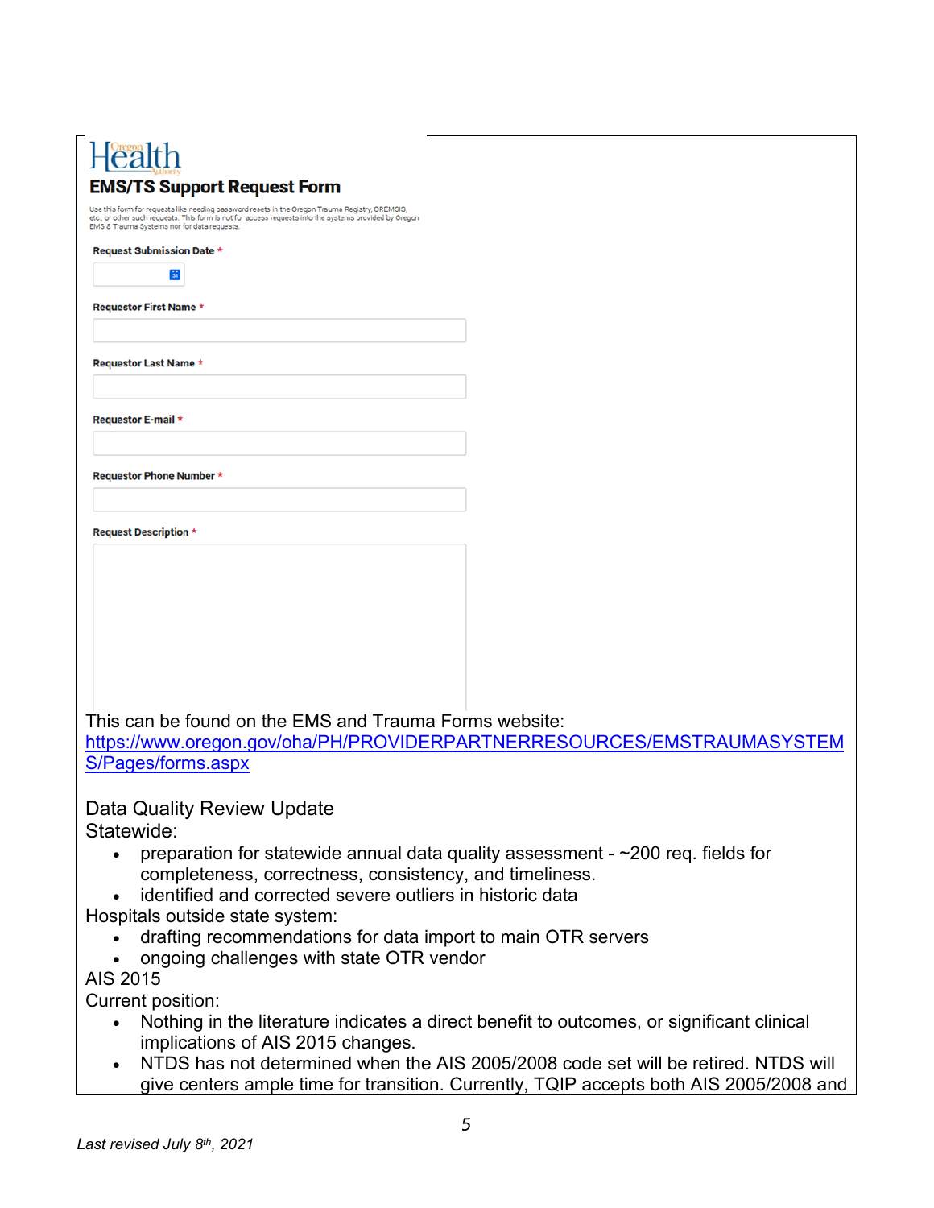Health

**EMS/TS Support Request Form**

Use this form for requests like needing password resets in the Oregon Trauma Registry, OREMSIS, etc., or other such requests. This form is not for access requests into the systems provided by Oregon EMS & Trauma Systems nor for data requests.

Request Submission Date *

Requestor First Name *

Requestor Last Name *

Requestor E-mail *

Requestor Phone Number *

Request Description *

This can be found on the EMS and Trauma Forms website: [https://www.oregon.gov/oha/PH/PROVIDERPARTNERRESOURCES/EMSTRAUMASYSTEMS/Pages/forms.aspx](https://www.oregon.gov/oha/PH/PROVIDERPARTNERRESOURCES/EMSTRAUMASYSTEMS/Pages/forms.aspx)

Data Quality Review Update

Statewide:

- preparation for statewide annual data quality assessment - ~200 req. fields for completeness, correctness, consistency, and timeliness.
- identified and corrected severe outliers in historic data

Hospitals outside state system:

- drafting recommendations for data import to main OTR servers
- ongoing challenges with state OTR vendor

AIS 2015

Current position:

- Nothing in the literature indicates a direct benefit to outcomes, or significant clinical implications of AIS 2015 changes.
- NTDS has not determined when the AIS 2005/2008 code set will be retired. NTDS will give centers ample time for transition. Currently, TQIP accepts both AIS 2005/2008 and

*Last revised July 8th, 2021*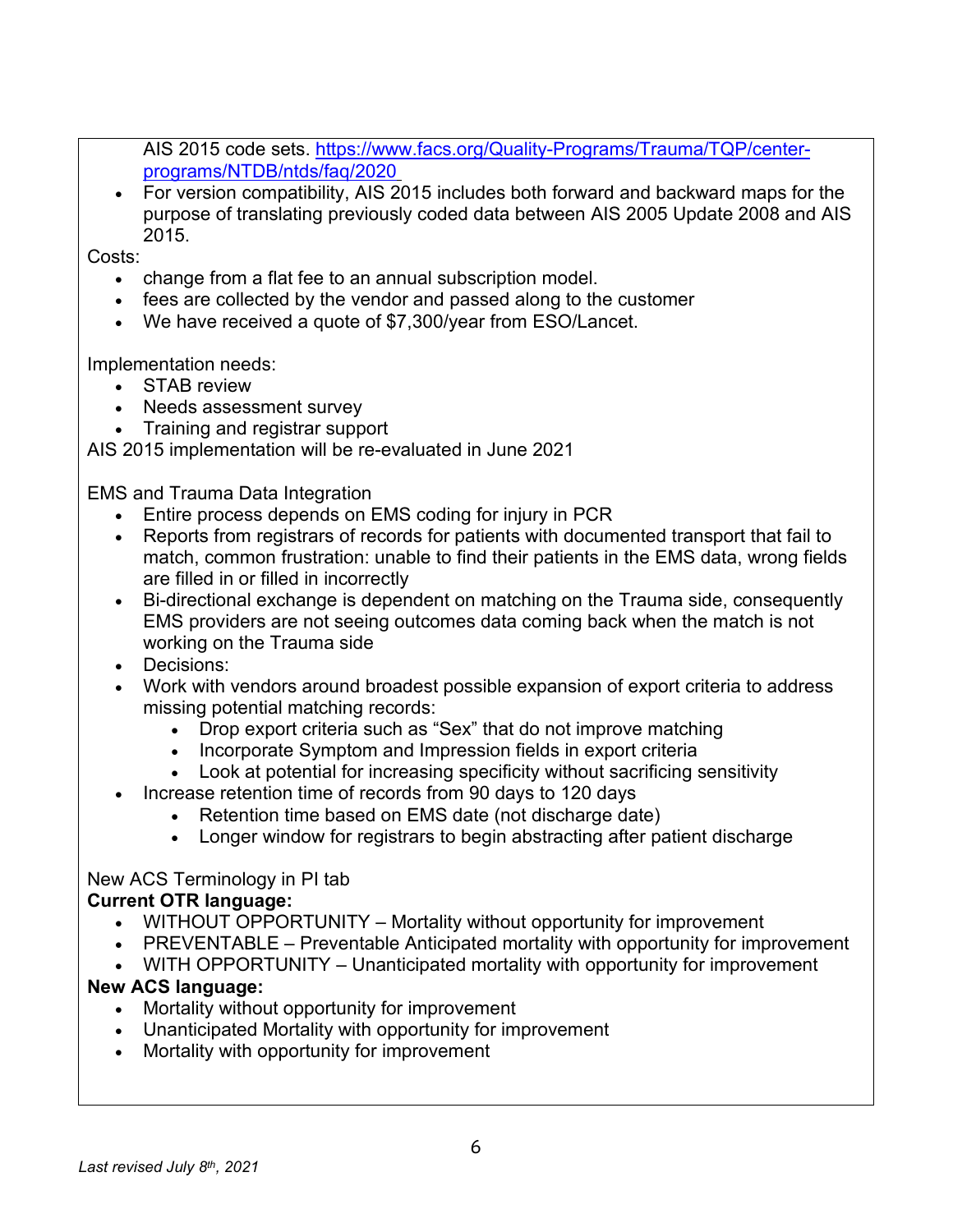AIS 2015 code sets. https://www.facs.org/Quality-Programs/Trauma/TQP/center-programs/NTDB/ntds/faq/2020

- For version compatibility, AIS 2015 includes both forward and backward maps for the purpose of translating previously coded data between AIS 2005 Update 2008 and AIS 2015.

Costs:

- change from a flat fee to an annual subscription model.
- fees are collected by the vendor and passed along to the customer
- We have received a quote of $7,300/year from ESO/Lancet.

Implementation needs:

- STAB review
- Needs assessment survey
- Training and registrar support

AIS 2015 implementation will be re-evaluated in June 2021

EMS and Trauma Data Integration

- Entire process depends on EMS coding for injury in PCR
- Reports from registrars of records for patients with documented transport that fail to match, common frustration: unable to find their patients in the EMS data, wrong fields are filled in or filled in incorrectly
- Bi-directional exchange is dependent on matching on the Trauma side, consequently EMS providers are not seeing outcomes data coming back when the match is not working on the Trauma side
- Decisions:
- Work with vendors around broadest possible expansion of export criteria to address missing potential matching records:
  - Drop export criteria such as "Sex" that do not improve matching
  - Incorporate Symptom and Impression fields in export criteria
  - Look at potential for increasing specificity without sacrificing sensitivity
- Increase retention time of records from 90 days to 120 days
  - Retention time based on EMS date (not discharge date)
  - Longer window for registrars to begin abstracting after patient discharge

New ACS Terminology in PI tab

**Current OTR language:**

- WITHOUT OPPORTUNITY – Mortality without opportunity for improvement
- PREVENTABLE – Preventable Anticipated mortality with opportunity for improvement
- WITH OPPORTUNITY – Unanticipated mortality with opportunity for improvement

**New ACS language:**

- Mortality without opportunity for improvement
- Unanticipated Mortality with opportunity for improvement
- Mortality with opportunity for improvement

*Last revised July 8th, 2021*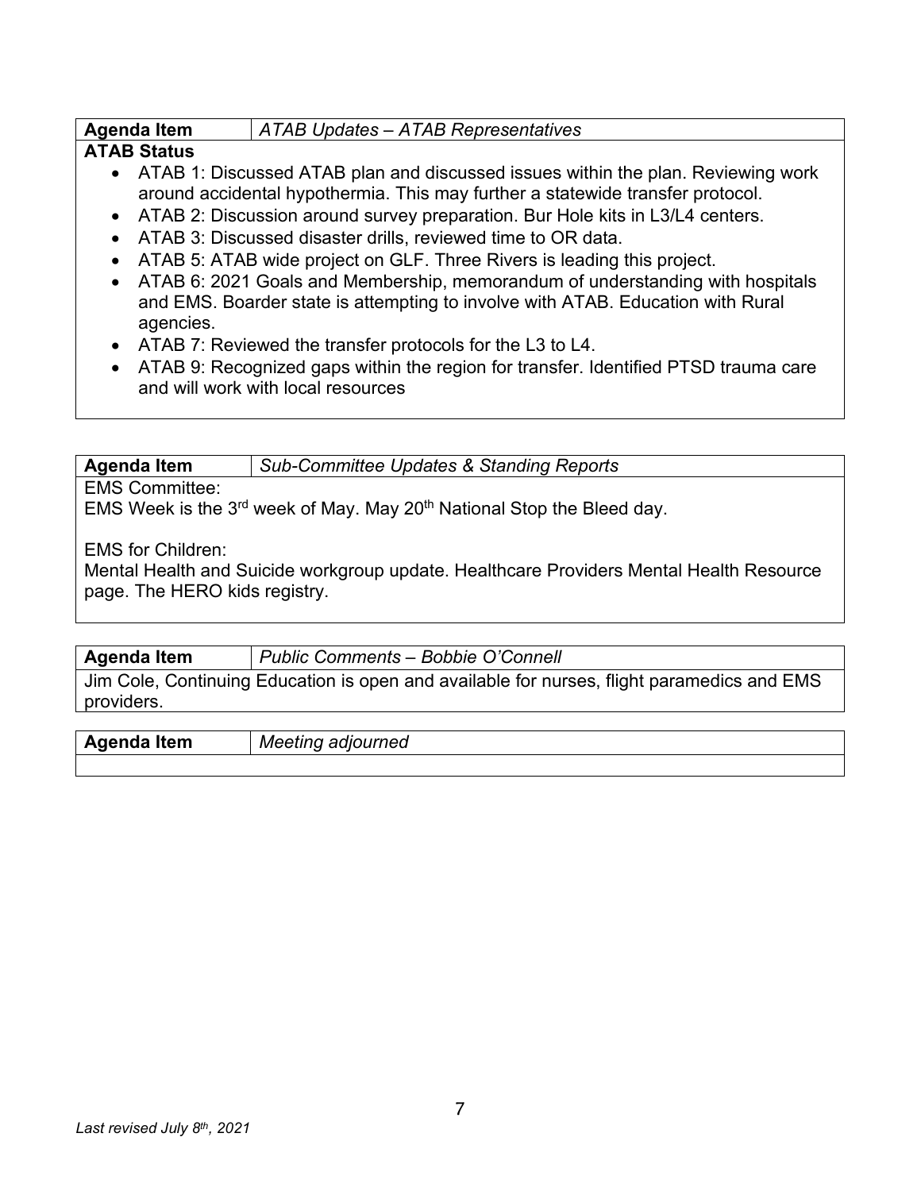| Agenda Item | *ATAB Updates – ATAB Representatives* |
|---|---|

**ATAB Status**

- ATAB 1: Discussed ATAB plan and discussed issues within the plan. Reviewing work around accidental hypothermia. This may further a statewide transfer protocol.
- ATAB 2: Discussion around survey preparation. Bur Hole kits in L3/L4 centers.
- ATAB 3: Discussed disaster drills, reviewed time to OR data.
- ATAB 5: ATAB wide project on GLF. Three Rivers is leading this project.
- ATAB 6: 2021 Goals and Membership, memorandum of understanding with hospitals and EMS. Boarder state is attempting to involve with ATAB. Education with Rural agencies.
- ATAB 7: Reviewed the transfer protocols for the L3 to L4.
- ATAB 9: Recognized gaps within the region for transfer. Identified PTSD trauma care and will work with local resources

| Agenda Item | *Sub-Committee Updates & Standing Reports* |
|---|---|

EMS Committee:
EMS Week is the 3rd week of May. May 20th National Stop the Bleed day.

EMS for Children:
Mental Health and Suicide workgroup update. Healthcare Providers Mental Health Resource page. The HERO kids registry.

| Agenda Item | *Public Comments – Bobbie O'Connell* |
|---|---|
| Jim Cole, Continuing Education is open and available for nurses, flight paramedics and EMS providers. | |

| Agenda Item | *Meeting adjourned* |
|---|---|

*Last revised July 8th, 2021*